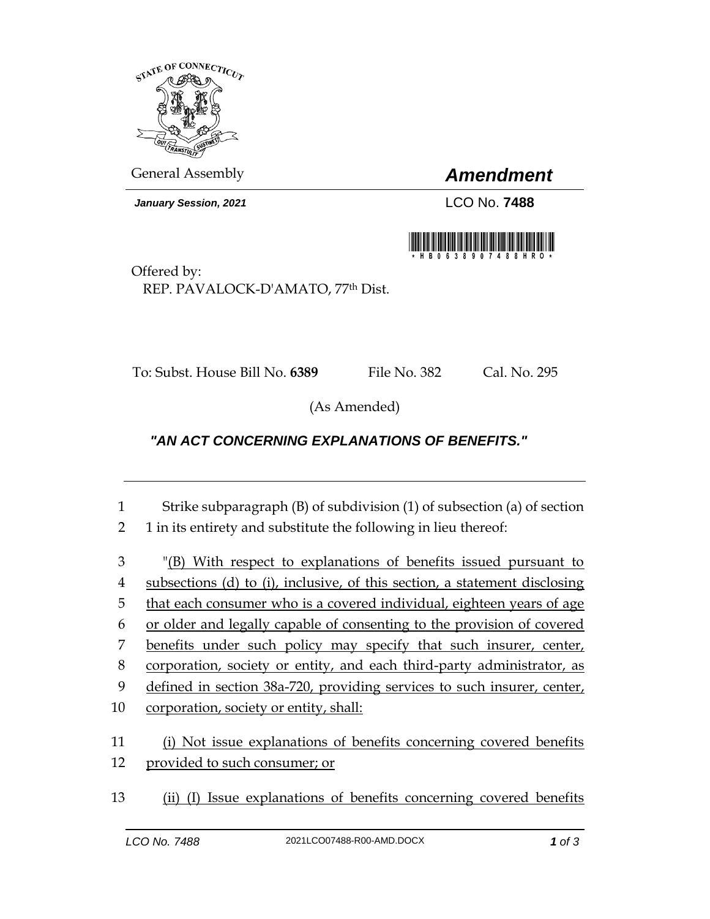General Assembly

# *Amendment*

***January Session, 2021***

LCO No. **7488**

\*HB06389O7488HRO\*

Offered by:
REP. PAVALOCK-D'AMATO, 77th Dist.

To: Subst. House Bill No. **6389** File No. 382 Cal. No. 295

(As Amended)

## *"AN ACT CONCERNING EXPLANATIONS OF BENEFITS."*

---

1 Strike subparagraph (B) of subdivision (1) of subsection (a) of section
2 1 in its entirety and substitute the following in lieu thereof:

3 "<u>(B) With respect to explanations of benefits issued pursuant to</u>
4 <u>subsections (d) to (i), inclusive, of this section, a statement disclosing</u>
5 <u>that each consumer who is a covered individual, eighteen years of age</u>
6 <u>or older and legally capable of consenting to the provision of covered</u>
7 <u>benefits under such policy may specify that such insurer, center,</u>
8 <u>corporation, society or entity, and each third-party administrator, as</u>
9 <u>defined in section 38a-720, providing services to such insurer, center,</u>
10 <u>corporation, society or entity, shall:</u>

11 <u>(i) Not issue explanations of benefits concerning covered benefits</u>
12 <u>provided to such consumer; or</u>

13 <u>(ii) (I) Issue explanations of benefits concerning covered benefits</u>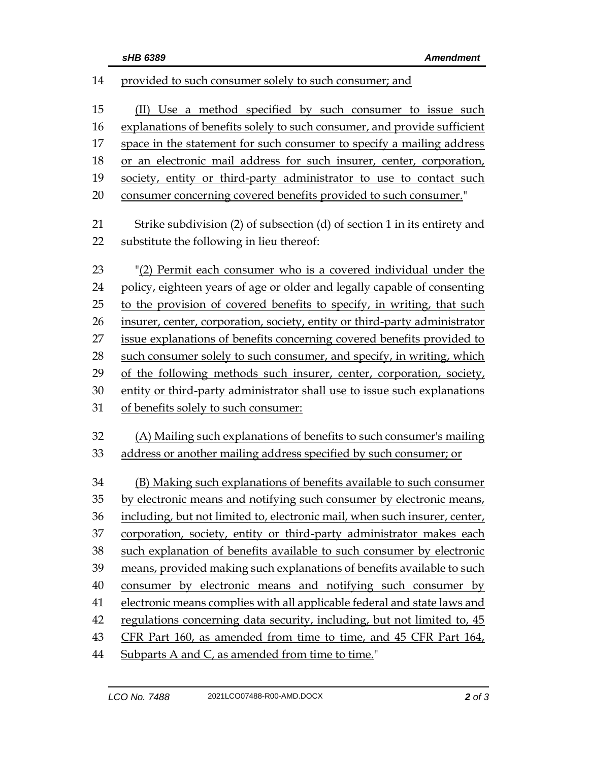provided to such consumer solely to such consumer; and

(II) Use a method specified by such consumer to issue such explanations of benefits solely to such consumer, and provide sufficient space in the statement for such consumer to specify a mailing address or an electronic mail address for such insurer, center, corporation, society, entity or third-party administrator to use to contact such consumer concerning covered benefits provided to such consumer."

Strike subdivision (2) of subsection (d) of section 1 in its entirety and substitute the following in lieu thereof:

"(2) Permit each consumer who is a covered individual under the policy, eighteen years of age or older and legally capable of consenting to the provision of covered benefits to specify, in writing, that such insurer, center, corporation, society, entity or third-party administrator issue explanations of benefits concerning covered benefits provided to such consumer solely to such consumer, and specify, in writing, which of the following methods such insurer, center, corporation, society, entity or third-party administrator shall use to issue such explanations of benefits solely to such consumer:

(A) Mailing such explanations of benefits to such consumer's mailing address or another mailing address specified by such consumer; or

(B) Making such explanations of benefits available to such consumer by electronic means and notifying such consumer by electronic means, including, but not limited to, electronic mail, when such insurer, center, corporation, society, entity or third-party administrator makes each such explanation of benefits available to such consumer by electronic means, provided making such explanations of benefits available to such consumer by electronic means and notifying such consumer by electronic means complies with all applicable federal and state laws and regulations concerning data security, including, but not limited to, 45 CFR Part 160, as amended from time to time, and 45 CFR Part 164, Subparts A and C, as amended from time to time."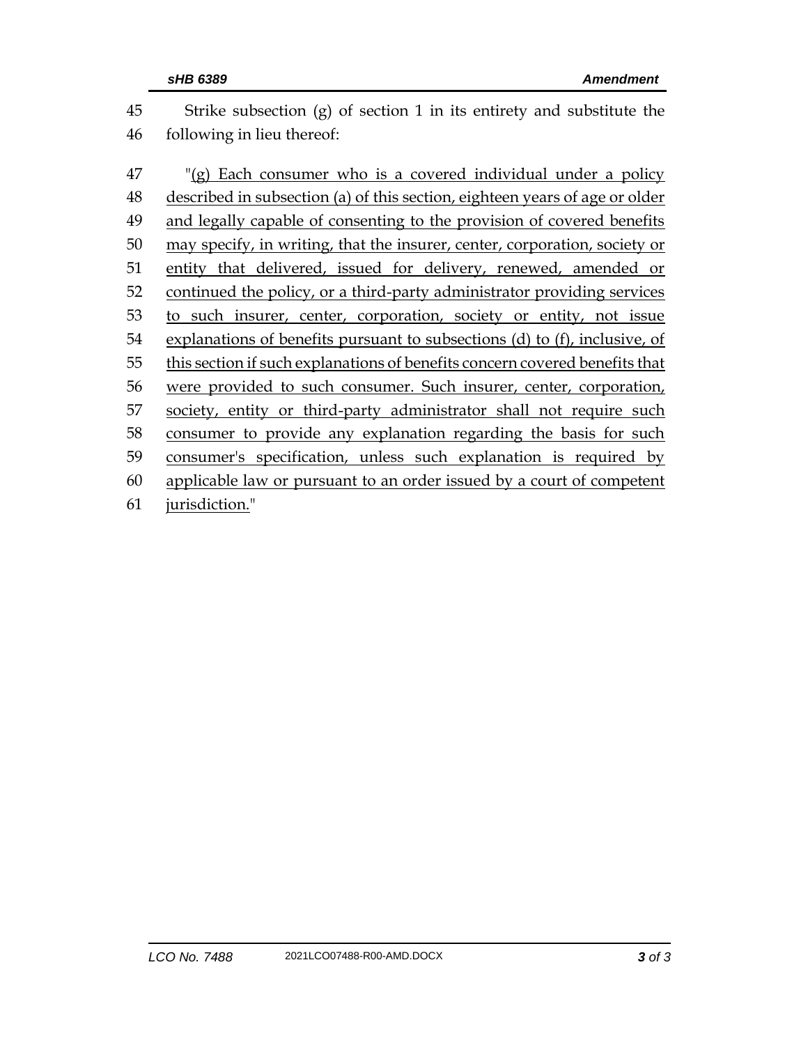Strike subsection (g) of section 1 in its entirety and substitute the following in lieu thereof:

"(g) Each consumer who is a covered individual under a policy described in subsection (a) of this section, eighteen years of age or older and legally capable of consenting to the provision of covered benefits may specify, in writing, that the insurer, center, corporation, society or entity that delivered, issued for delivery, renewed, amended or continued the policy, or a third-party administrator providing services to such insurer, center, corporation, society or entity, not issue explanations of benefits pursuant to subsections (d) to (f), inclusive, of this section if such explanations of benefits concern covered benefits that were provided to such consumer. Such insurer, center, corporation, society, entity or third-party administrator shall not require such consumer to provide any explanation regarding the basis for such consumer's specification, unless such explanation is required by applicable law or pursuant to an order issued by a court of competent jurisdiction."